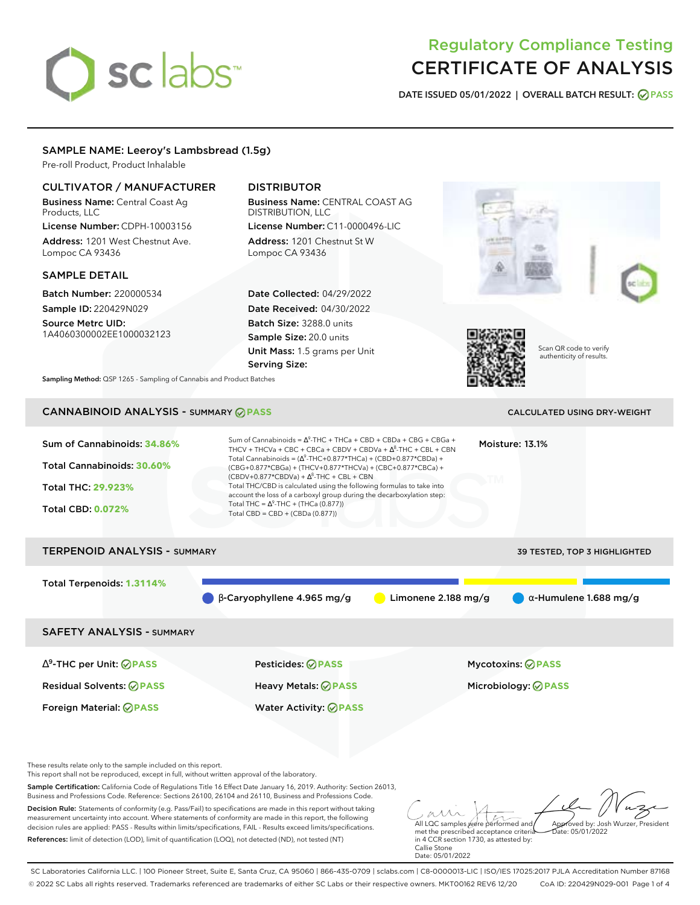# Regulatory Compliance Testing
# CERTIFICATE OF ANALYSIS

**DATE ISSUED 05/01/2022 | OVERALL BATCH RESULT: PASS**

## SAMPLE NAME: Leeroy's Lambsbread (1.5g)

Pre-roll Product, Product Inhalable

### CULTIVATOR / MANUFACTURER

**Business Name:** Central Coast Ag Products, LLC

**License Number:** CDPH-10003156

**Address:** 1201 West Chestnut Ave. Lompoc CA 93436

### DISTRIBUTOR

**Business Name:** CENTRAL COAST AG DISTRIBUTION, LLC

**License Number:** C11-0000496-LIC

**Address:** 1201 Chestnut St W Lompoc CA 93436

### SAMPLE DETAIL

**Batch Number:** 220000534

**Sample ID:** 220429N029

**Source Metrc UID:** 1A4060300002EE1000032123

**Date Collected:** 04/29/2022

**Date Received:** 04/30/2022

**Batch Size:** 3288.0 units

**Sample Size:** 20.0 units

**Unit Mass:** 1.5 grams per Unit

**Serving Size:**

Scan QR code to verify authenticity of results.

**Sampling Method:** QSP 1265 - Sampling of Cannabis and Product Batches

## CANNABINOID ANALYSIS - SUMMARY PASS

CALCULATED USING DRY-WEIGHT

**Sum of Cannabinoids:** 34.86%

**Total Cannabinoids:** 30.60%

**Total THC:** 29.923%

**Total CBD:** 0.072%

Sum of Cannabinoids = Δ⁹-THC + THCa + CBD + CBDa + CBG + CBGa + THCV + THCVa + CBC + CBCa + CBDV + CBDVa + Δ⁸-THC + CBL + CBN

Total Cannabinoids = (Δ⁹-THC+0.877*THCa) + (CBD+0.877*CBDa) + (CBG+0.877*CBGa) + (THCV+0.877*THCVa) + (CBC+0.877*CBCa) + (CBDV+0.877*CBDVa) + Δ⁸-THC + CBL + CBN

Total THC/CBD is calculated using the following formulas to take into account the loss of a carboxyl group during the decarboxylation step:

Total THC = Δ⁹-THC + (THCa (0.877))

Total CBD = CBD + (CBDa (0.877))

**Moisture:** 13.1%

## TERPENOID ANALYSIS - SUMMARY

39 TESTED, TOP 3 HIGHLIGHTED

**Total Terpenoids:** 1.3114%

β-Caryophyllene 4.965 mg/g | Limonene 2.188 mg/g | α-Humulene 1.688 mg/g

## SAFETY ANALYSIS - SUMMARY

| | | |
|---|---|---|
| Δ⁹-THC per Unit: PASS | Pesticides: PASS | Mycotoxins: PASS |
| Residual Solvents: PASS | Heavy Metals: PASS | Microbiology: PASS |
| Foreign Material: PASS | Water Activity: PASS | |

These results relate only to the sample included on this report.
This report shall not be reproduced, except in full, without written approval of the laboratory.

**Sample Certification:** California Code of Regulations Title 16 Effect Date January 16, 2019. Authority: Section 26013, Business and Professions Code. Reference: Sections 26100, 26104 and 26110, Business and Professions Code.

**Decision Rule:** Statements of conformity (e.g. Pass/Fail) to specifications are made in this report without taking measurement uncertainty into account. Where statements of conformity are made in this report, the following decision rules are applied: PASS - Results within limits/specifications, FAIL - Results exceed limits/specifications.

**References:** limit of detection (LOD), limit of quantification (LOQ), not detected (ND), not tested (NT)

All LQC samples were performed and met the prescribed acceptance criteria in 4 CCR section 1730, as attested by: Callie Stone Date: 05/01/2022

Approved by: Josh Wurzer, President Date: 05/01/2022

SC Laboratories California LLC. | 100 Pioneer Street, Suite E, Santa Cruz, CA 95060 | 866-435-0709 | sclabs.com | C8-0000013-LIC | ISO/IES 17025:2017 PJLA Accreditation Number 87168
© 2022 SC Labs all rights reserved. Trademarks referenced are trademarks of either SC Labs or their respective owners. MKT00162 REV6 12/20 CoA ID: 220429N029-001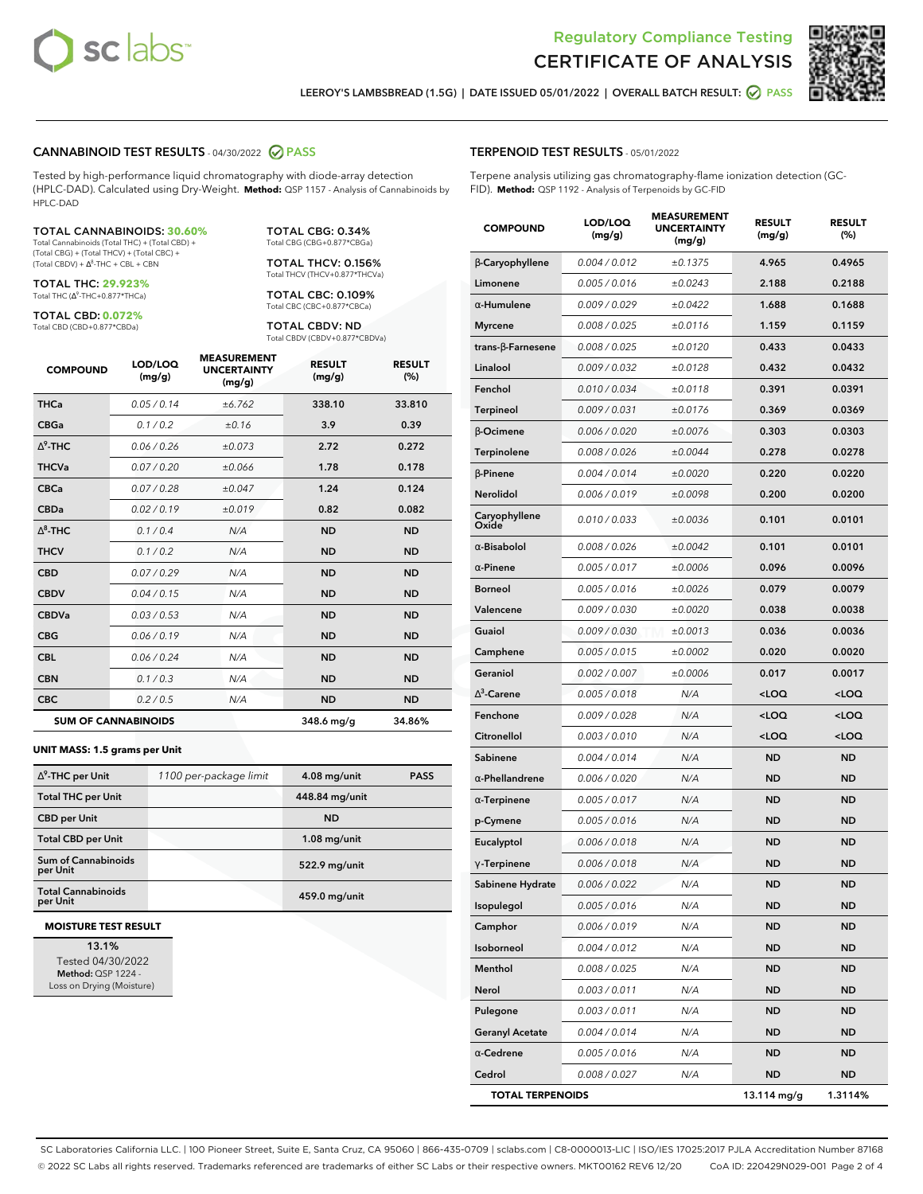# Regulatory Compliance Testing
# CERTIFICATE OF ANALYSIS

LEEROY'S LAMBSBREAD (1.5G) | DATE ISSUED 05/01/2022 | OVERALL BATCH RESULT: PASS

## CANNABINOID TEST RESULTS - 04/30/2022 PASS

Tested by high-performance liquid chromatography with diode-array detection (HPLC-DAD). Calculated using Dry-Weight. **Method:** QSP 1157 - Analysis of Cannabinoids by HPLC-DAD

**TOTAL CANNABINOIDS: 30.60%**
Total Cannabinoids (Total THC) + (Total CBD) + (Total CBG) + (Total THCV) + (Total CBC) + (Total CBDV) + $\Delta^8$-THC + CBL + CBN

**TOTAL THC: 29.923%**
Total THC ($\Delta^9$-THC+0.877*THCa)

**TOTAL CBD: 0.072%**
Total CBD (CBD+0.877*CBDa)

**TOTAL CBG: 0.34%**
Total CBG (CBG+0.877*CBGa)

**TOTAL THCV: 0.156%**
Total THCV (THCV+0.877*THCVa)

**TOTAL CBC: 0.109%**
Total CBC (CBC+0.877*CBCa)

**TOTAL CBDV: ND**
Total CBDV (CBDV+0.877*CBDVa)

| COMPOUND | LOD/LOQ (mg/g) | MEASUREMENT UNCERTAINTY (mg/g) | RESULT (mg/g) | RESULT (%) |
|---|---|---|---|---|
| THCa | 0.05 / 0.14 | ±6.762 | 338.10 | 33.810 |
| CBGa | 0.1 / 0.2 | ±0.16 | 3.9 | 0.39 |
| $\Delta^9$-THC | 0.06 / 0.26 | ±0.073 | 2.72 | 0.272 |
| THCVa | 0.07 / 0.20 | ±0.066 | 1.78 | 0.178 |
| CBCa | 0.07 / 0.28 | ±0.047 | 1.24 | 0.124 |
| CBDa | 0.02 / 0.19 | ±0.019 | 0.82 | 0.082 |
| $\Delta^8$-THC | 0.1 / 0.4 | N/A | ND | ND |
| THCV | 0.1 / 0.2 | N/A | ND | ND |
| CBD | 0.07 / 0.29 | N/A | ND | ND |
| CBDV | 0.04 / 0.15 | N/A | ND | ND |
| CBDVa | 0.03 / 0.53 | N/A | ND | ND |
| CBG | 0.06 / 0.19 | N/A | ND | ND |
| CBL | 0.06 / 0.24 | N/A | ND | ND |
| CBN | 0.1 / 0.3 | N/A | ND | ND |
| CBC | 0.2 / 0.5 | N/A | ND | ND |
| **SUM OF CANNABINOIDS** | | | **348.6 mg/g** | **34.86%** |

### UNIT MASS: 1.5 grams per Unit

| | | | |
|---|---|---|---|
| $\Delta^9$-THC per Unit | 1100 per-package limit | 4.08 mg/unit | PASS |
| Total THC per Unit | | 448.84 mg/unit | |
| CBD per Unit | | ND | |
| Total CBD per Unit | | 1.08 mg/unit | |
| Sum of Cannabinoids per Unit | | 522.9 mg/unit | |
| Total Cannabinoids per Unit | | 459.0 mg/unit | |

### MOISTURE TEST RESULT

13.1%
Tested 04/30/2022
**Method:** QSP 1224 - Loss on Drying (Moisture)

## TERPENOID TEST RESULTS - 05/01/2022

Terpene analysis utilizing gas chromatography-flame ionization detection (GC-FID). **Method:** QSP 1192 - Analysis of Terpenoids by GC-FID

| COMPOUND | LOD/LOQ (mg/g) | MEASUREMENT UNCERTAINTY (mg/g) | RESULT (mg/g) | RESULT (%) |
|---|---|---|---|---|
| β-Caryophyllene | 0.004 / 0.012 | ±0.1375 | 4.965 | 0.4965 |
| Limonene | 0.005 / 0.016 | ±0.0243 | 2.188 | 0.2188 |
| α-Humulene | 0.009 / 0.029 | ±0.0422 | 1.688 | 0.1688 |
| Myrcene | 0.008 / 0.025 | ±0.0116 | 1.159 | 0.1159 |
| trans-β-Farnesene | 0.008 / 0.025 | ±0.0120 | 0.433 | 0.0433 |
| Linalool | 0.009 / 0.032 | ±0.0128 | 0.432 | 0.0432 |
| Fenchol | 0.010 / 0.034 | ±0.0118 | 0.391 | 0.0391 |
| Terpineol | 0.009 / 0.031 | ±0.0176 | 0.369 | 0.0369 |
| β-Ocimene | 0.006 / 0.020 | ±0.0076 | 0.303 | 0.0303 |
| Terpinolene | 0.008 / 0.026 | ±0.0044 | 0.278 | 0.0278 |
| β-Pinene | 0.004 / 0.014 | ±0.0020 | 0.220 | 0.0220 |
| Nerolidol | 0.006 / 0.019 | ±0.0098 | 0.200 | 0.0200 |
| Caryophyllene Oxide | 0.010 / 0.033 | ±0.0036 | 0.101 | 0.0101 |
| α-Bisabolol | 0.008 / 0.026 | ±0.0042 | 0.101 | 0.0101 |
| α-Pinene | 0.005 / 0.017 | ±0.0006 | 0.096 | 0.0096 |
| Borneol | 0.005 / 0.016 | ±0.0026 | 0.079 | 0.0079 |
| Valencene | 0.009 / 0.030 | ±0.0020 | 0.038 | 0.0038 |
| Guaiol | 0.009 / 0.030 | ±0.0013 | 0.036 | 0.0036 |
| Camphene | 0.005 / 0.015 | ±0.0002 | 0.020 | 0.0020 |
| Geraniol | 0.002 / 0.007 | ±0.0006 | 0.017 | 0.0017 |
| $\Delta^3$-Carene | 0.005 / 0.018 | N/A | <LOQ | <LOQ |
| Fenchone | 0.009 / 0.028 | N/A | <LOQ | <LOQ |
| Citronellol | 0.003 / 0.010 | N/A | <LOQ | <LOQ |
| Sabinene | 0.004 / 0.014 | N/A | ND | ND |
| α-Phellandrene | 0.006 / 0.020 | N/A | ND | ND |
| α-Terpinene | 0.005 / 0.017 | N/A | ND | ND |
| p-Cymene | 0.005 / 0.016 | N/A | ND | ND |
| Eucalyptol | 0.006 / 0.018 | N/A | ND | ND |
| γ-Terpinene | 0.006 / 0.018 | N/A | ND | ND |
| Sabinene Hydrate | 0.006 / 0.022 | N/A | ND | ND |
| Isopulegol | 0.005 / 0.016 | N/A | ND | ND |
| Camphor | 0.006 / 0.019 | N/A | ND | ND |
| Isoborneol | 0.004 / 0.012 | N/A | ND | ND |
| Menthol | 0.008 / 0.025 | N/A | ND | ND |
| Nerol | 0.003 / 0.011 | N/A | ND | ND |
| Pulegone | 0.003 / 0.011 | N/A | ND | ND |
| Geranyl Acetate | 0.004 / 0.014 | N/A | ND | ND |
| α-Cedrene | 0.005 / 0.016 | N/A | ND | ND |
| Cedrol | 0.008 / 0.027 | N/A | ND | ND |
| **TOTAL TERPENOIDS** | | | **13.114 mg/g** | **1.3114%** |

SC Laboratories California LLC. | 100 Pioneer Street, Suite E, Santa Cruz, CA 95060 | 866-435-0709 | sclabs.com | C8-0000013-LIC | ISO/IES 17025:2017 PJLA Accreditation Number 87168
© 2022 SC Labs all rights reserved. Trademarks referenced are trademarks of either SC Labs or their respective owners. MKT00162 REV6 12/20 CoA ID: 220429N029-001